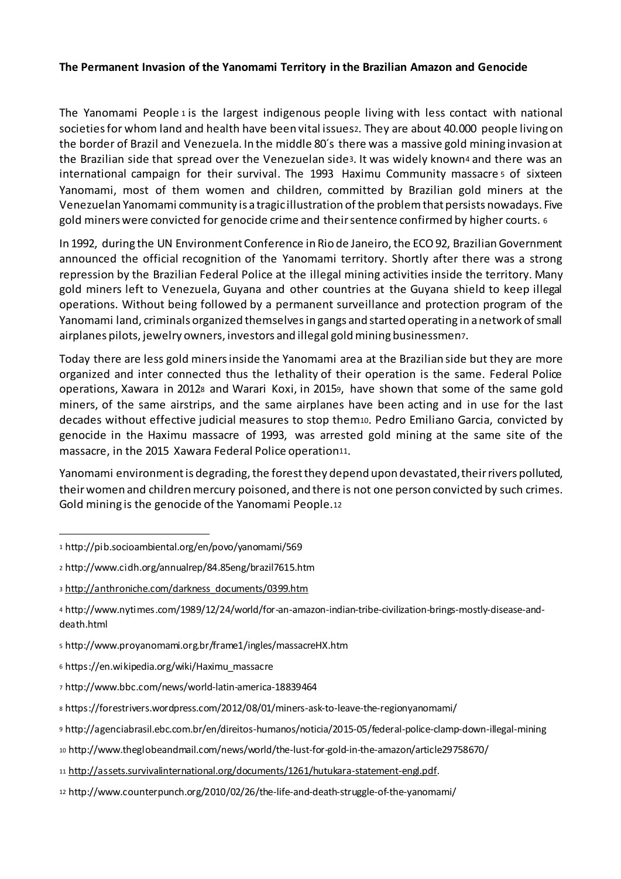**The Permanent Invasion of the Yanomami Territory in the Brazilian Amazon and Genocide**

The Yanomami People [1] is the largest indigenous people living with less contact with national societies for whom land and health have been vital issues[2]. They are about 40.000 people living on the border of Brazil and Venezuela. In the middle 80´s there was a massive gold mining invasion at the Brazilian side that spread over the Venezuelan side[3]. It was widely known[4] and there was an international campaign for their survival. The 1993 Haximu Community massacre [5] of sixteen Yanomami, most of them women and children, committed by Brazilian gold miners at the Venezuelan Yanomami community is a tragic illustration of the problem that persists nowadays. Five gold miners were convicted for genocide crime and their sentence confirmed by higher courts. [6]

In 1992, during the UN Environment Conference in Rio de Janeiro, the ECO 92, Brazilian Government announced the official recognition of the Yanomami territory. Shortly after there was a strong repression by the Brazilian Federal Police at the illegal mining activities inside the territory. Many gold miners left to Venezuela, Guyana and other countries at the Guyana shield to keep illegal operations. Without being followed by a permanent surveillance and protection program of the Yanomami land, criminals organized themselves in gangs and started operating in a network of small airplanes pilots, jewelry owners, investors and illegal gold mining businessmen[7].

Today there are less gold miners inside the Yanomami area at the Brazilian side but they are more organized and inter connected thus the lethality of their operation is the same. Federal Police operations, Xawara in 2012[8] and Warari Koxi, in 2015[9], have shown that some of the same gold miners, of the same airstrips, and the same airplanes have been acting and in use for the last decades without effective judicial measures to stop them[10]. Pedro Emiliano Garcia, convicted by genocide in the Haximu massacre of 1993, was arrested gold mining at the same site of the massacre, in the 2015 Xawara Federal Police operation[11].

Yanomami environment is degrading, the forest they depend upon devastated, their rivers polluted, their women and children mercury poisoned, and there is not one person convicted by such crimes. Gold mining is the genocide of the Yanomami People.[12]

---

[1] http://pib.socioambiental.org/en/povo/yanomami/569

[2] http://www.cidh.org/annualrep/84.85eng/brazil7615.htm

[3] http://anthroniche.com/darkness_documents/0399.htm

[4] http://www.nytimes.com/1989/12/24/world/for-an-amazon-indian-tribe-civilization-brings-mostly-disease-and-death.html

[5] http://www.proyanomami.org.br/frame1/ingles/massacreHX.htm

[6] https://en.wikipedia.org/wiki/Haximu_massacre

[7] http://www.bbc.com/news/world-latin-america-18839464

[8] https://forestrivers.wordpress.com/2012/08/01/miners-ask-to-leave-the-regionyanomami/

[9] http://agenciabrasil.ebc.com.br/en/direitos-humanos/noticia/2015-05/federal-police-clamp-down-illegal-mining

[10] http://www.theglobeandmail.com/news/world/the-lust-for-gold-in-the-amazon/article29758670/

[11] http://assets.survivalinternational.org/documents/1261/hutukara-statement-engl.pdf.

[12] http://www.counterpunch.org/2010/02/26/the-life-and-death-struggle-of-the-yanomami/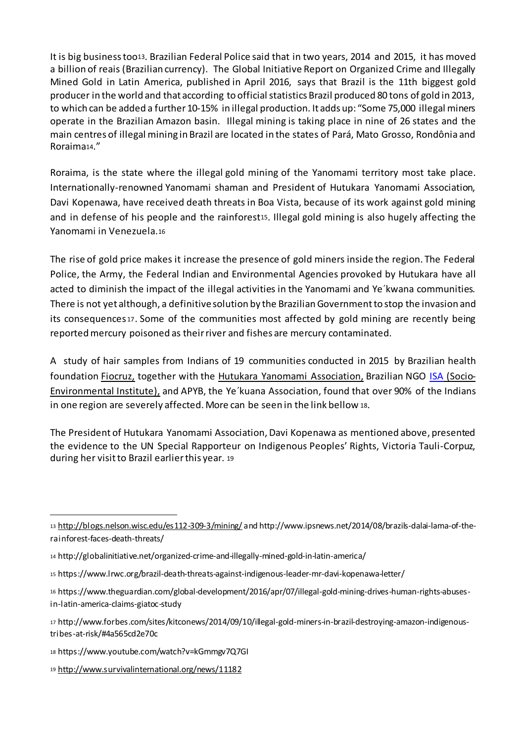It is big business too[13]. Brazilian Federal Police said that in two years, 2014 and 2015, it has moved a billion of reais (Brazilian currency). The Global Initiative Report on Organized Crime and Illegally Mined Gold in Latin America, published in April 2016, says that Brazil is the 11th biggest gold producer in the world and that according to official statistics Brazil produced 80 tons of gold in 2013, to which can be added a further 10-15% in illegal production. It adds up: "Some 75,000 illegal miners operate in the Brazilian Amazon basin. Illegal mining is taking place in nine of 26 states and the main centres of illegal mining in Brazil are located in the states of Pará, Mato Grosso, Rondônia and Roraima[14]."

Roraima, is the state where the illegal gold mining of the Yanomami territory most take place. Internationally-renowned Yanomami shaman and President of Hutukara Yanomami Association, Davi Kopenawa, have received death threats in Boa Vista, because of its work against gold mining and in defense of his people and the rainforest[15]. Illegal gold mining is also hugely affecting the Yanomami in Venezuela.[16]

The rise of gold price makes it increase the presence of gold miners inside the region. The Federal Police, the Army, the Federal Indian and Environmental Agencies provoked by Hutukara have all acted to diminish the impact of the illegal activities in the Yanomami and Ye´kwana communities. There is not yet although, a definitive solution by the Brazilian Government to stop the invasion and its consequences[17]. Some of the communities most affected by gold mining are recently being reported mercury poisoned as their river and fishes are mercury contaminated.

A study of hair samples from Indians of 19 communities conducted in 2015 by Brazilian health foundation Fiocruz, together with the Hutukara Yanomami Association, Brazilian NGO ISA (Socio-Environmental Institute), and APYB, the Ye´kuana Association, found that over 90% of the Indians in one region are severely affected. More can be seen in the link bellow[18].

The President of Hutukara Yanomami Association, Davi Kopenawa as mentioned above, presented the evidence to the UN Special Rapporteur on Indigenous Peoples' Rights, Victoria Tauli-Corpuz, during her visit to Brazil earlier this year. [19]

---

[13] http://blogs.nelson.wisc.edu/es112-309-3/mining/ and http://www.ipsnews.net/2014/08/brazils-dalai-lama-of-the-rainforest-faces-death-threats/

[14] http://globalinitiative.net/organized-crime-and-illegally-mined-gold-in-latin-america/

[15] https://www.lrwc.org/brazil-death-threats-against-indigenous-leader-mr-davi-kopenawa-letter/

[16] https://www.theguardian.com/global-development/2016/apr/07/illegal-gold-mining-drives-human-rights-abuses-in-latin-america-claims-giatoc-study

[17] http://www.forbes.com/sites/kitconews/2014/09/10/illegal-gold-miners-in-brazil-destroying-amazon-indigenous-tribes-at-risk/#4a565cd2e70c

[18] https://www.youtube.com/watch?v=kGmmgv7Q7GI

[19] http://www.survivalinternational.org/news/11182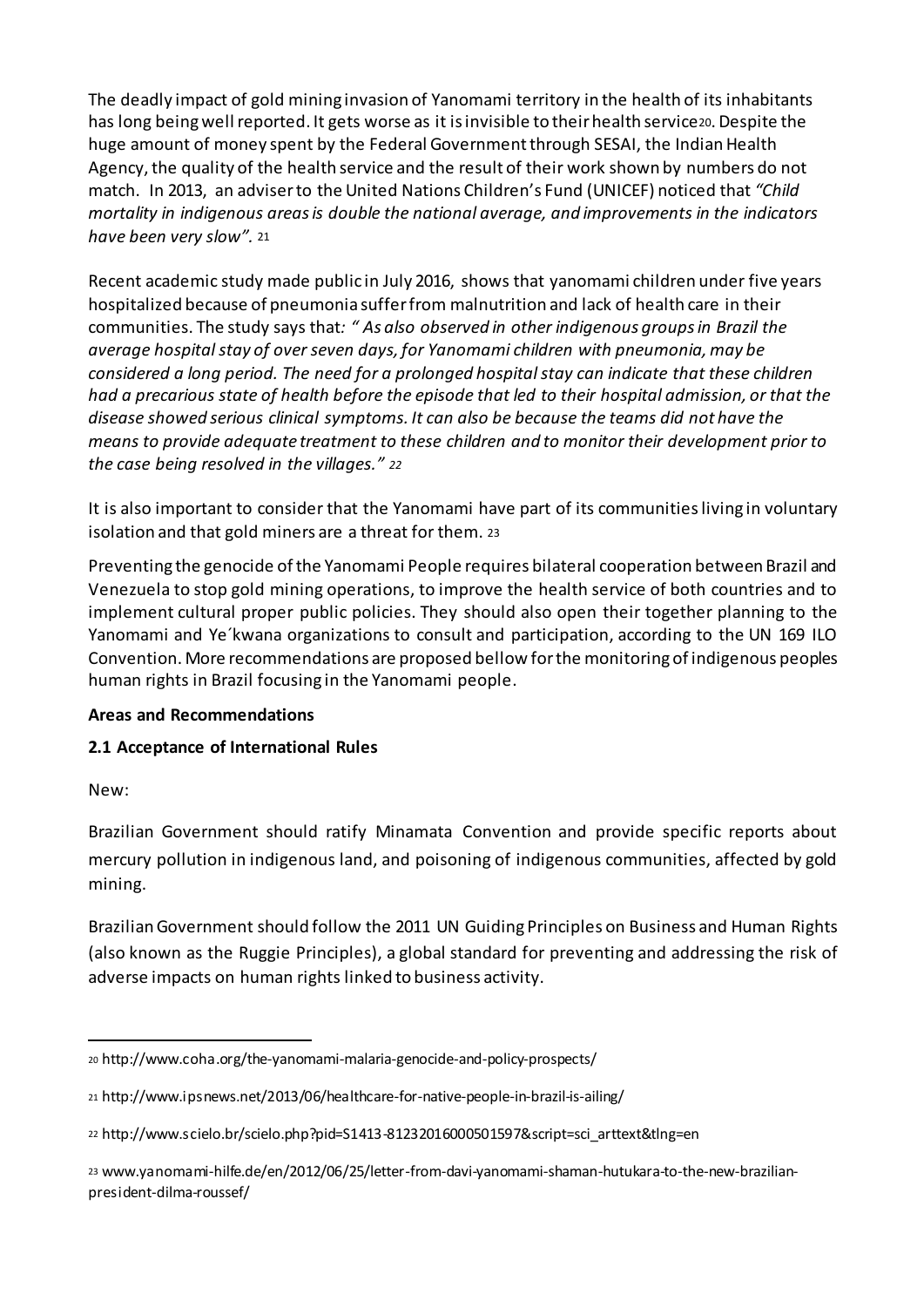The deadly impact of gold mining invasion of Yanomami territory in the health of its inhabitants has long being well reported. It gets worse as it is invisible to their health service[20]. Despite the huge amount of money spent by the Federal Government through SESAI, the Indian Health Agency, the quality of the health service and the result of their work shown by numbers do not match. In 2013, an adviser to the United Nations Children's Fund (UNICEF) noticed that *"Child mortality in indigenous areas is double the national average, and improvements in the indicators have been very slow".* [21]

Recent academic study made public in July 2016, shows that yanomami children under five years hospitalized because of pneumonia suffer from malnutrition and lack of health care in their communities. The study says that*: " As also observed in other indigenous groups in Brazil the average hospital stay of over seven days, for Yanomami children with pneumonia, may be considered a long period. The need for a prolonged hospital stay can indicate that these children had a precarious state of health before the episode that led to their hospital admission, or that the disease showed serious clinical symptoms. It can also be because the teams did not have the means to provide adequate treatment to these children and to monitor their development prior to the case being resolved in the villages." [22]*

It is also important to consider that the Yanomami have part of its communities living in voluntary isolation and that gold miners are a threat for them. [23]

Preventing the genocide of the Yanomami People requires bilateral cooperation between Brazil and Venezuela to stop gold mining operations, to improve the health service of both countries and to implement cultural proper public policies. They should also open their together planning to the Yanomami and Ye´kwana organizations to consult and participation, according to the UN 169 ILO Convention. More recommendations are proposed bellow for the monitoring of indigenous peoples human rights in Brazil focusing in the Yanomami people.

**Areas and Recommendations**

**2.1 Acceptance of International Rules**

New:

Brazilian Government should ratify Minamata Convention and provide specific reports about mercury pollution in indigenous land, and poisoning of indigenous communities, affected by gold mining.

Brazilian Government should follow the 2011 UN Guiding Principles on Business and Human Rights (also known as the Ruggie Principles), a global standard for preventing and addressing the risk of adverse impacts on human rights linked to business activity.

---

[20] http://www.coha.org/the-yanomami-malaria-genocide-and-policy-prospects/

[21] http://www.ipsnews.net/2013/06/healthcare-for-native-people-in-brazil-is-ailing/

[22] http://www.scielo.br/scielo.php?pid=S1413-81232016000501597&script=sci_arttext&tlng=en

[23] www.yanomami-hilfe.de/en/2012/06/25/letter-from-davi-yanomami-shaman-hutukara-to-the-new-brazilian-president-dilma-roussef/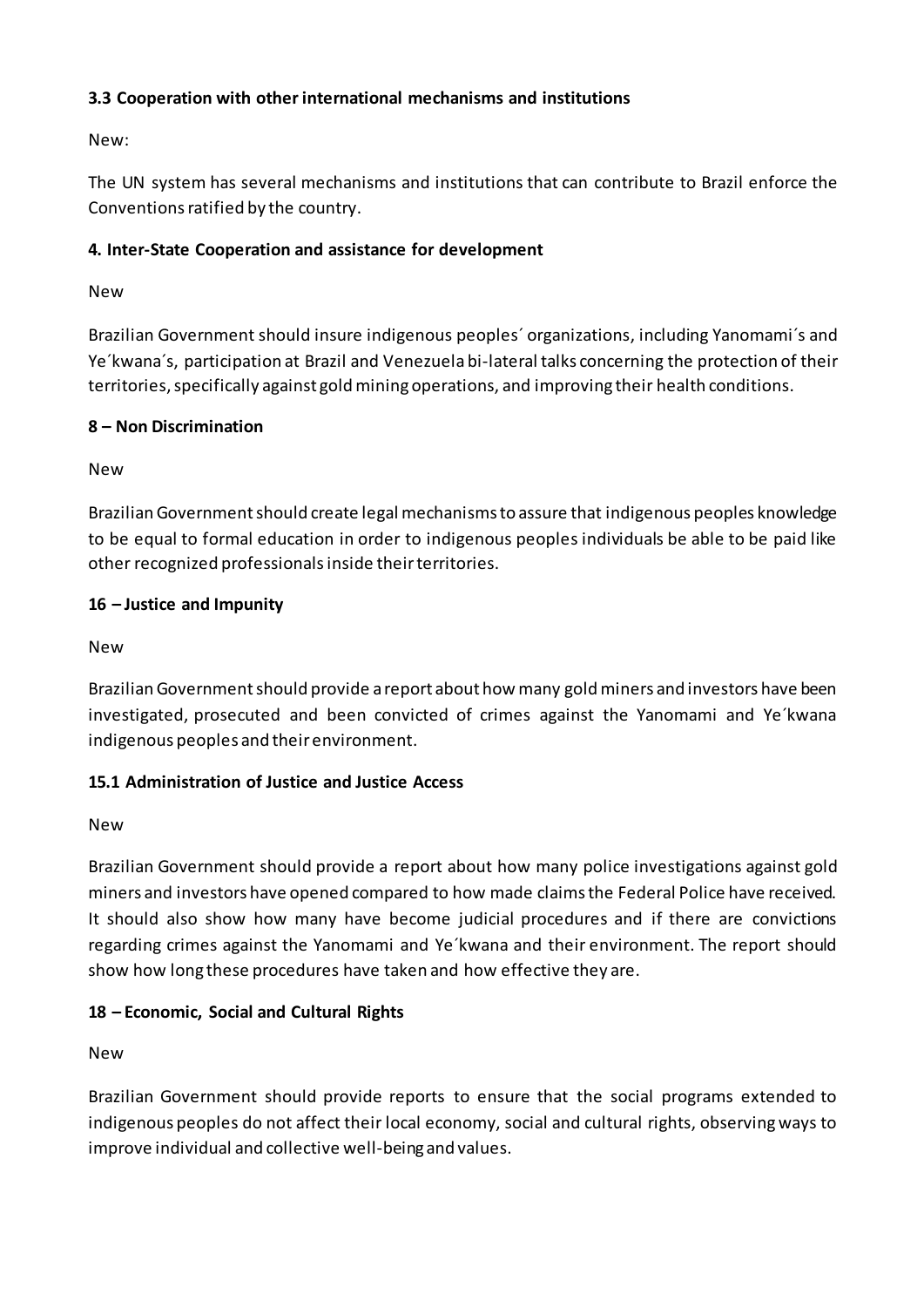**3.3 Cooperation with other international mechanisms and institutions**

New:

The UN system has several mechanisms and institutions that can contribute to Brazil enforce the Conventions ratified by the country.

**4. Inter-State Cooperation and assistance for development**

New

Brazilian Government should insure indigenous peoples´ organizations, including Yanomami´s and Ye´kwana´s, participation at Brazil and Venezuela bi-lateral talks concerning the protection of their territories, specifically against gold mining operations, and improving their health conditions.

**8 – Non Discrimination**

New

Brazilian Government should create legal mechanisms to assure that indigenous peoples knowledge to be equal to formal education in order to indigenous peoples individuals be able to be paid like other recognized professionals inside their territories.

**16 – Justice and Impunity**

New

Brazilian Government should provide a report about how many gold miners and investors have been investigated, prosecuted and been convicted of crimes against the Yanomami and Ye´kwana indigenous peoples and their environment.

**15.1 Administration of Justice and Justice Access**

New

Brazilian Government should provide a report about how many police investigations against gold miners and investors have opened compared to how made claims the Federal Police have received. It should also show how many have become judicial procedures and if there are convictions regarding crimes against the Yanomami and Ye´kwana and their environment. The report should show how long these procedures have taken and how effective they are.

**18 – Economic, Social and Cultural Rights**

New

Brazilian Government should provide reports to ensure that the social programs extended to indigenous peoples do not affect their local economy, social and cultural rights, observing ways to improve individual and collective well-being and values.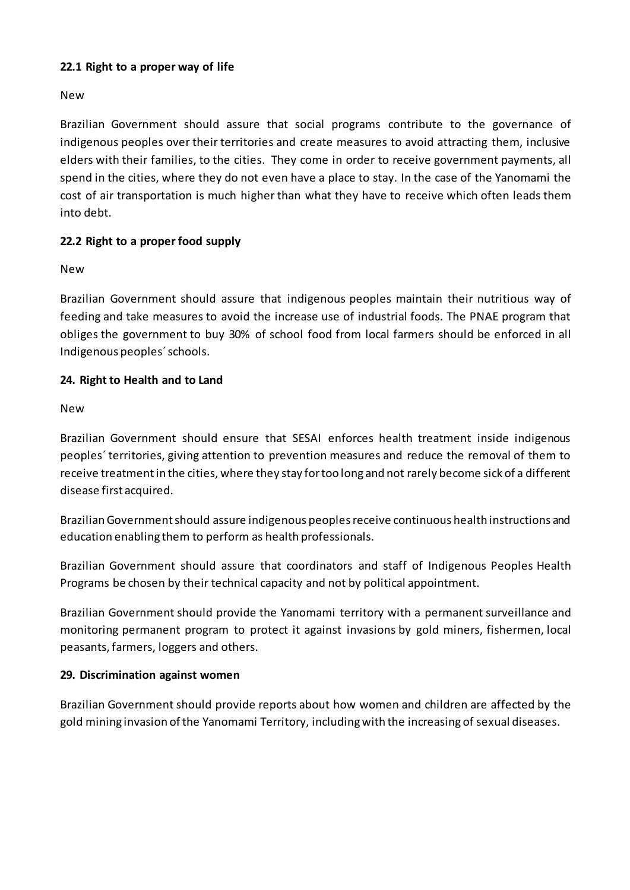**22.1 Right to a proper way of life**

New

Brazilian Government should assure that social programs contribute to the governance of indigenous peoples over their territories and create measures to avoid attracting them, inclusive elders with their families, to the cities. They come in order to receive government payments, all spend in the cities, where they do not even have a place to stay. In the case of the Yanomami the cost of air transportation is much higher than what they have to receive which often leads them into debt.

**22.2 Right to a proper food supply**

New

Brazilian Government should assure that indigenous peoples maintain their nutritious way of feeding and take measures to avoid the increase use of industrial foods. The PNAE program that obliges the government to buy 30% of school food from local farmers should be enforced in all Indigenous peoples´ schools.

**24. Right to Health and to Land**

New

Brazilian Government should ensure that SESAI enforces health treatment inside indigenous peoples´ territories, giving attention to prevention measures and reduce the removal of them to receive treatment in the cities, where they stay for too long and not rarely become sick of a different disease first acquired.

Brazilian Government should assure indigenous peoples receive continuous health instructions and education enabling them to perform as health professionals.

Brazilian Government should assure that coordinators and staff of Indigenous Peoples Health Programs be chosen by their technical capacity and not by political appointment.

Brazilian Government should provide the Yanomami territory with a permanent surveillance and monitoring permanent program to protect it against invasions by gold miners, fishermen, local peasants, farmers, loggers and others.

**29. Discrimination against women**

Brazilian Government should provide reports about how women and children are affected by the gold mining invasion of the Yanomami Territory, including with the increasing of sexual diseases.